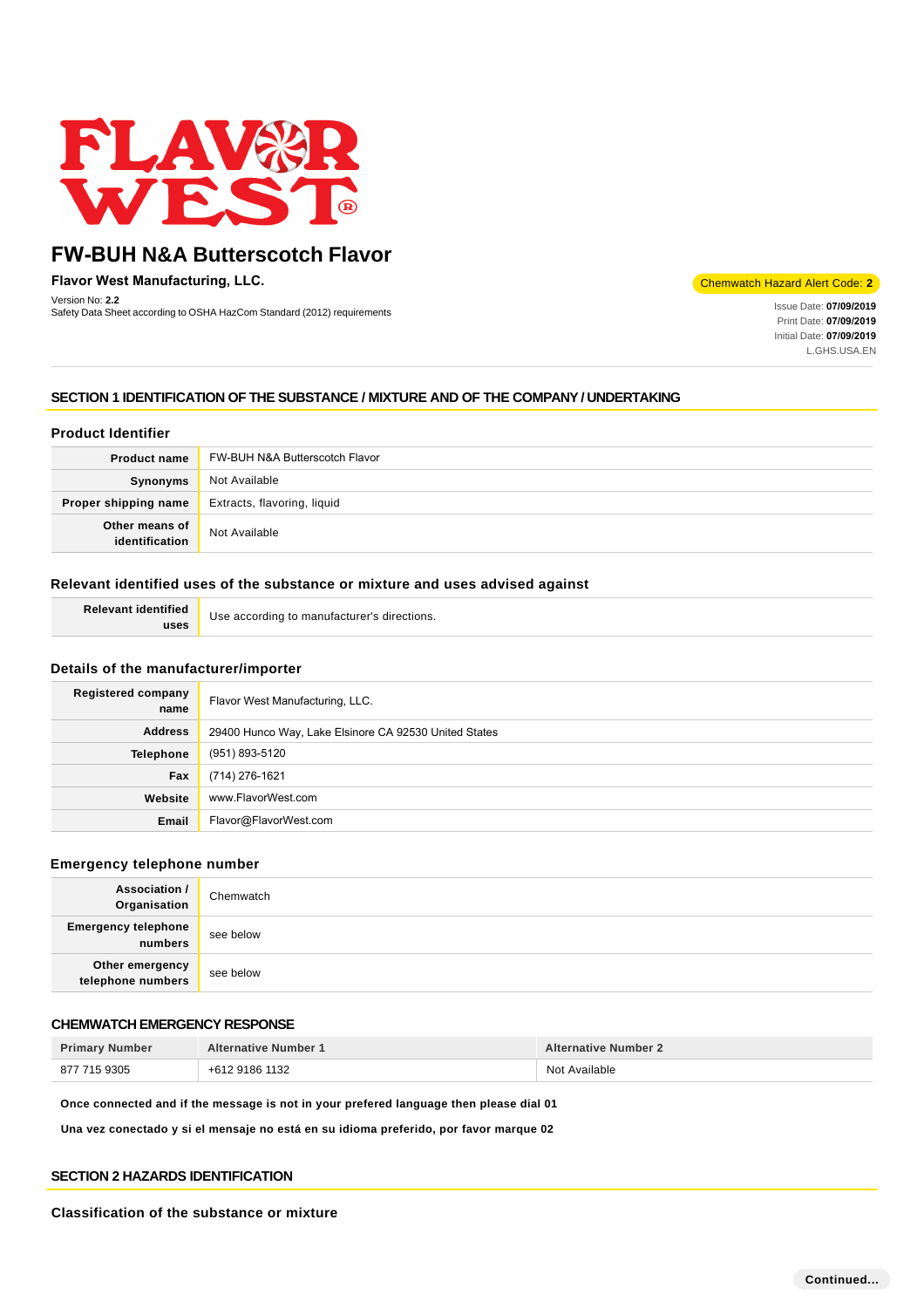# FW-BUH N&A Butterscotch Flavor

**Flavor West Manufacturing, LLC.**

Version No: **2.2**
Safety Data Sheet according to OSHA HazCom Standard (2012) requirements

Chemwatch Hazard Alert Code: **2**

Issue Date: **07/09/2019**
Print Date: **07/09/2019**
Initial Date: **07/09/2019**
L.GHS.USA.EN

## SECTION 1 IDENTIFICATION OF THE SUBSTANCE / MIXTURE AND OF THE COMPANY / UNDERTAKING

### Product Identifier

| | |
|---|---|
| **Product name** | FW-BUH N&A Butterscotch Flavor |
| **Synonyms** | Not Available |
| **Proper shipping name** | Extracts, flavoring, liquid |
| **Other means of identification** | Not Available |

### Relevant identified uses of the substance or mixture and uses advised against

| | |
|---|---|
| **Relevant identified uses** | Use according to manufacturer's directions. |

### Details of the manufacturer/importer

| | |
|---|---|
| **Registered company name** | Flavor West Manufacturing, LLC. |
| **Address** | 29400 Hunco Way, Lake Elsinore CA 92530 United States |
| **Telephone** | (951) 893-5120 |
| **Fax** | (714) 276-1621 |
| **Website** | www.FlavorWest.com |
| **Email** | Flavor@FlavorWest.com |

### Emergency telephone number

| | |
|---|---|
| **Association / Organisation** | Chemwatch |
| **Emergency telephone numbers** | see below |
| **Other emergency telephone numbers** | see below |

### CHEMWATCH EMERGENCY RESPONSE

| Primary Number | Alternative Number 1 | Alternative Number 2 |
|---|---|---|
| 877 715 9305 | +612 9186 1132 | Not Available |

**Once connected and if the message is not in your prefered language then please dial 01**

**Una vez conectado y si el mensaje no está en su idioma preferido, por favor marque 02**

## SECTION 2 HAZARDS IDENTIFICATION

### Classification of the substance or mixture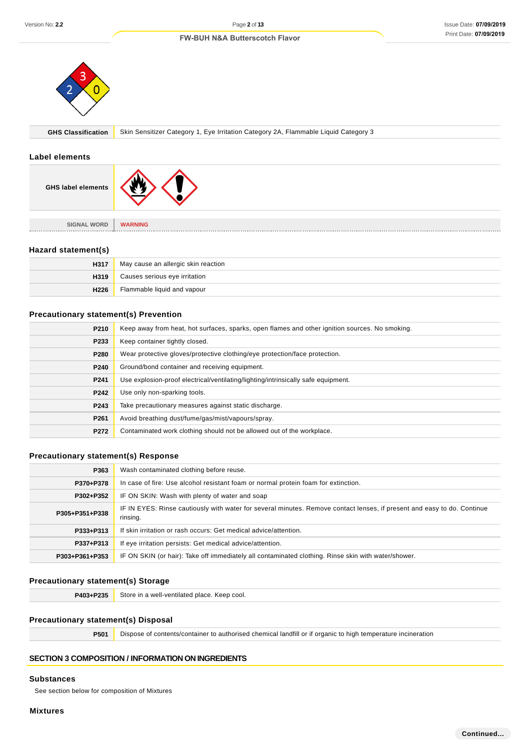| GHS Classification | Skin Sensitizer Category 1, Eye Irritation Category 2A, Flammable Liquid Category 3 |
|---|---|

## Label elements

| GHS label elements | |
|---|---|
| SIGNAL WORD | WARNING |

## Hazard statement(s)

| | |
|---|---|
| H317 | May cause an allergic skin reaction |
| H319 | Causes serious eye irritation |
| H226 | Flammable liquid and vapour |

## Precautionary statement(s) Prevention

| | |
|---|---|
| P210 | Keep away from heat, hot surfaces, sparks, open flames and other ignition sources. No smoking. |
| P233 | Keep container tightly closed. |
| P280 | Wear protective gloves/protective clothing/eye protection/face protection. |
| P240 | Ground/bond container and receiving equipment. |
| P241 | Use explosion-proof electrical/ventilating/lighting/intrinsically safe equipment. |
| P242 | Use only non-sparking tools. |
| P243 | Take precautionary measures against static discharge. |
| P261 | Avoid breathing dust/fume/gas/mist/vapours/spray. |
| P272 | Contaminated work clothing should not be allowed out of the workplace. |

## Precautionary statement(s) Response

| | |
|---|---|
| P363 | Wash contaminated clothing before reuse. |
| P370+P378 | In case of fire: Use alcohol resistant foam or normal protein foam for extinction. |
| P302+P352 | IF ON SKIN: Wash with plenty of water and soap |
| P305+P351+P338 | IF IN EYES: Rinse cautiously with water for several minutes. Remove contact lenses, if present and easy to do. Continue rinsing. |
| P333+P313 | If skin irritation or rash occurs: Get medical advice/attention. |
| P337+P313 | If eye irritation persists: Get medical advice/attention. |
| P303+P361+P353 | IF ON SKIN (or hair): Take off immediately all contaminated clothing. Rinse skin with water/shower. |

## Precautionary statement(s) Storage

| | |
|---|---|
| P403+P235 | Store in a well-ventilated place. Keep cool. |

## Precautionary statement(s) Disposal

| | |
|---|---|
| P501 | Dispose of contents/container to authorised chemical landfill or if organic to high temperature incineration |

# SECTION 3 COMPOSITION / INFORMATION ON INGREDIENTS

## Substances

See section below for composition of Mixtures

## Mixtures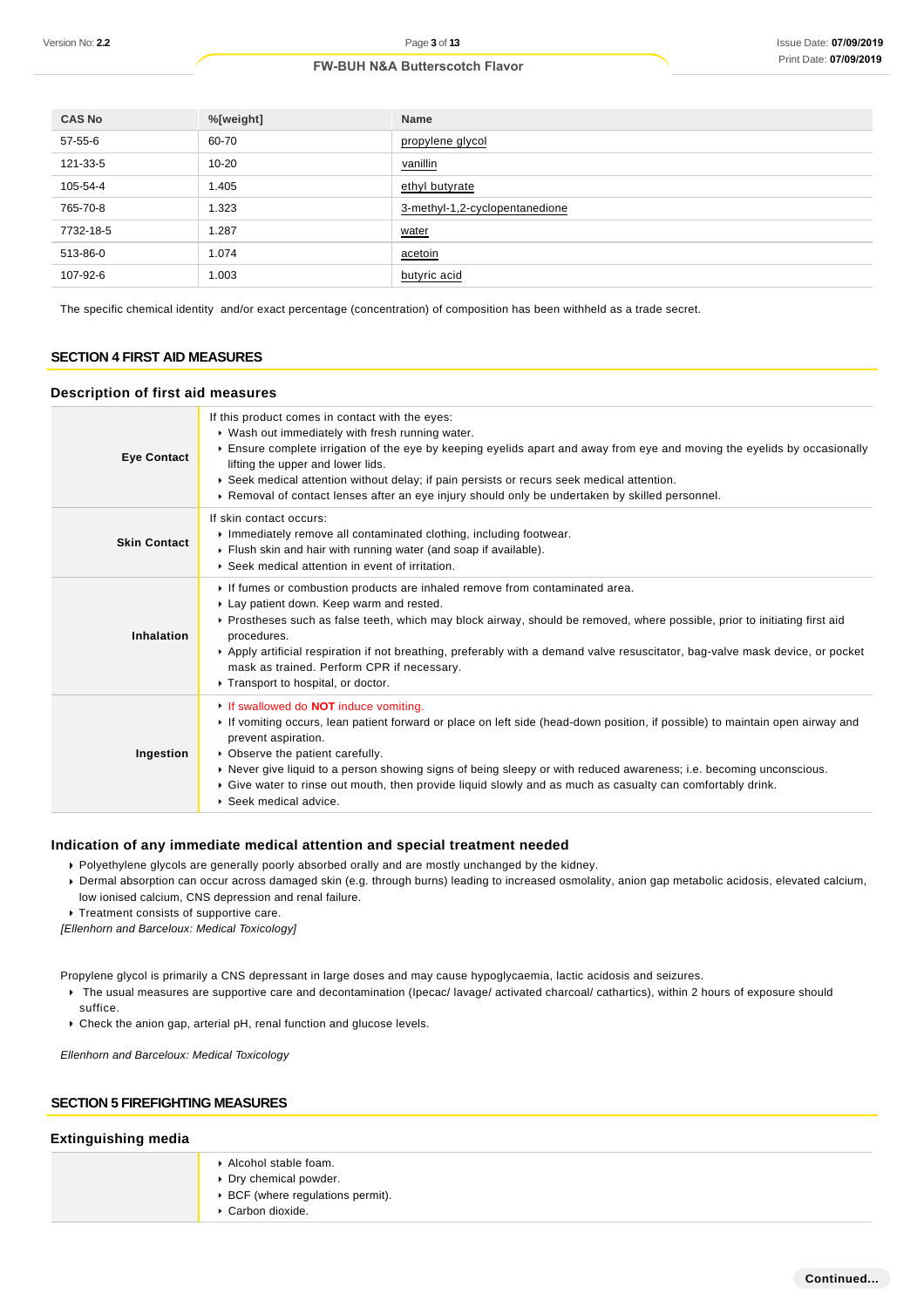| CAS No | %[weight] | Name |
| --- | --- | --- |
| 57-55-6 | 60-70 | propylene glycol |
| 121-33-5 | 10-20 | vanillin |
| 105-54-4 | 1.405 | ethyl butyrate |
| 765-70-8 | 1.323 | 3-methyl-1,2-cyclopentanedione |
| 7732-18-5 | 1.287 | water |
| 513-86-0 | 1.074 | acetoin |
| 107-92-6 | 1.003 | butyric acid |

The specific chemical identity and/or exact percentage (concentration) of composition has been withheld as a trade secret.

## SECTION 4 FIRST AID MEASURES

### Description of first aid measures

| | |
| --- | --- |
| **Eye Contact** | If this product comes in contact with the eyes:<br>▸ Wash out immediately with fresh running water.<br>▸ Ensure complete irrigation of the eye by keeping eyelids apart and away from eye and moving the eyelids by occasionally lifting the upper and lower lids.<br>▸ Seek medical attention without delay; if pain persists or recurs seek medical attention.<br>▸ Removal of contact lenses after an eye injury should only be undertaken by skilled personnel. |
| **Skin Contact** | If skin contact occurs:<br>▸ Immediately remove all contaminated clothing, including footwear.<br>▸ Flush skin and hair with running water (and soap if available).<br>▸ Seek medical attention in event of irritation. |
| **Inhalation** | ▸ If fumes or combustion products are inhaled remove from contaminated area.<br>▸ Lay patient down. Keep warm and rested.<br>▸ Prostheses such as false teeth, which may block airway, should be removed, where possible, prior to initiating first aid procedures.<br>▸ Apply artificial respiration if not breathing, preferably with a demand valve resuscitator, bag-valve mask device, or pocket mask as trained. Perform CPR if necessary.<br>▸ Transport to hospital, or doctor. |
| **Ingestion** | ▸ If swallowed do **NOT** induce vomiting.<br>▸ If vomiting occurs, lean patient forward or place on left side (head-down position, if possible) to maintain open airway and prevent aspiration.<br>▸ Observe the patient carefully.<br>▸ Never give liquid to a person showing signs of being sleepy or with reduced awareness; i.e. becoming unconscious.<br>▸ Give water to rinse out mouth, then provide liquid slowly and as much as casualty can comfortably drink.<br>▸ Seek medical advice. |

### Indication of any immediate medical attention and special treatment needed

- Polyethylene glycols are generally poorly absorbed orally and are mostly unchanged by the kidney.
- Dermal absorption can occur across damaged skin (e.g. through burns) leading to increased osmolality, anion gap metabolic acidosis, elevated calcium, low ionised calcium, CNS depression and renal failure.
- Treatment consists of supportive care.

*[Ellenhorn and Barceloux: Medical Toxicology]*

Propylene glycol is primarily a CNS depressant in large doses and may cause hypoglycaemia, lactic acidosis and seizures.

- The usual measures are supportive care and decontamination (Ipecac/ lavage/ activated charcoal/ cathartics), within 2 hours of exposure should suffice.
- Check the anion gap, arterial pH, renal function and glucose levels.

*Ellenhorn and Barceloux: Medical Toxicology*

## SECTION 5 FIREFIGHTING MEASURES

### Extinguishing media

| | |
| --- | --- |
| | ▸ Alcohol stable foam.<br>▸ Dry chemical powder.<br>▸ BCF (where regulations permit).<br>▸ Carbon dioxide. |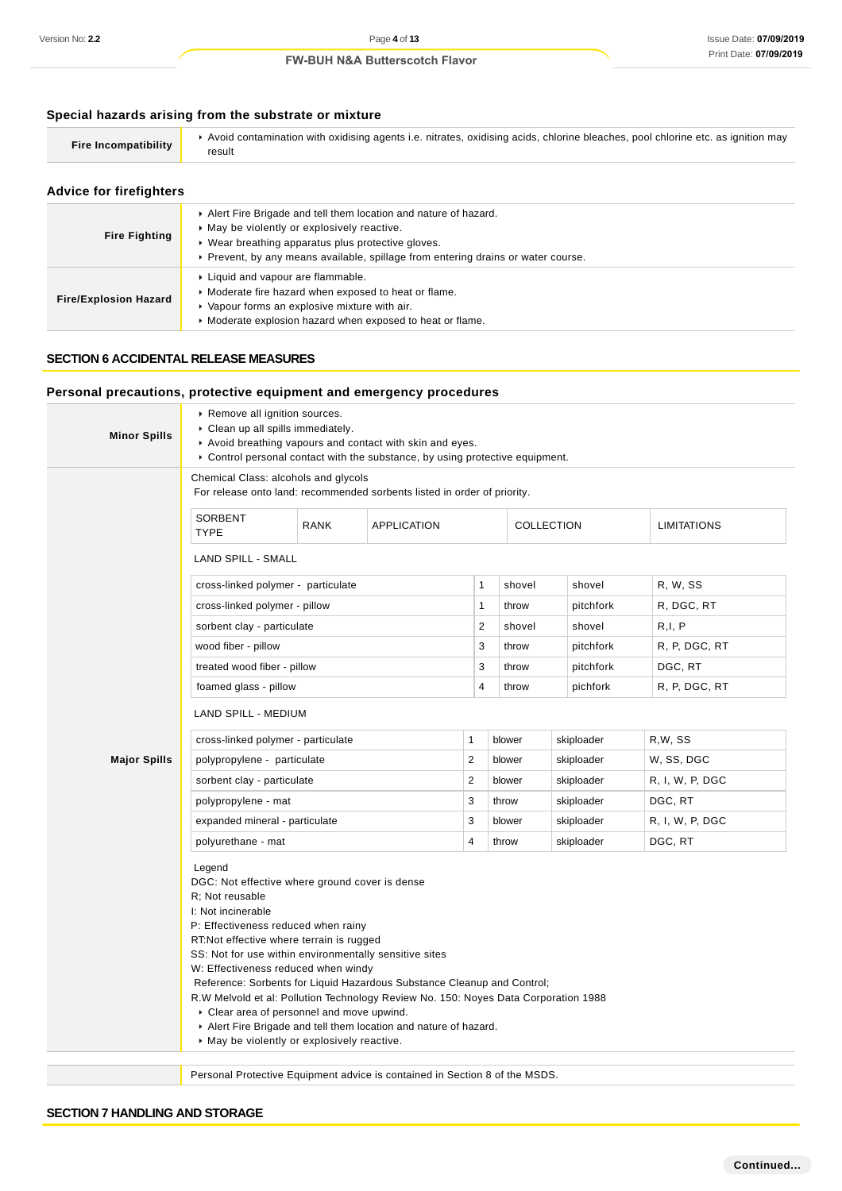### Special hazards arising from the substrate or mixture

| | |
|---|---|
| **Fire Incompatibility** | Avoid contamination with oxidising agents i.e. nitrates, oxidising acids, chlorine bleaches, pool chlorine etc. as ignition may result |

### Advice for firefighters

| | |
|---|---|
| **Fire Fighting** | Alert Fire Brigade and tell them location and nature of hazard.<br>May be violently or explosively reactive.<br>Wear breathing apparatus plus protective gloves.<br>Prevent, by any means available, spillage from entering drains or water course. |
| **Fire/Explosion Hazard** | Liquid and vapour are flammable.<br>Moderate fire hazard when exposed to heat or flame.<br>Vapour forms an explosive mixture with air.<br>Moderate explosion hazard when exposed to heat or flame. |

## SECTION 6 ACCIDENTAL RELEASE MEASURES

### Personal precautions, protective equipment and emergency procedures

**Minor Spills**

- Remove all ignition sources.
- Clean up all spills immediately.
- Avoid breathing vapours and contact with skin and eyes.
- Control personal contact with the substance, by using protective equipment.

**Major Spills**

Chemical Class: alcohols and glycols
For release onto land: recommended sorbents listed in order of priority.

| SORBENT TYPE | RANK | APPLICATION | COLLECTION | LIMITATIONS |
|---|---|---|---|---|
| **LAND SPILL - SMALL** | | | | |
| cross-linked polymer - particulate | 1 | shovel | shovel | R, W, SS |
| cross-linked polymer - pillow | 1 | throw | pitchfork | R, DGC, RT |
| sorbent clay - particulate | 2 | shovel | shovel | R,I, P |
| wood fiber - pillow | 3 | throw | pitchfork | R, P, DGC, RT |
| treated wood fiber - pillow | 3 | throw | pitchfork | DGC, RT |
| foamed glass - pillow | 4 | throw | pichfork | R, P, DGC, RT |
| **LAND SPILL - MEDIUM** | | | | |
| cross-linked polymer - particulate | 1 | blower | skiploader | R,W, SS |
| polypropylene - particulate | 2 | blower | skiploader | W, SS, DGC |
| sorbent clay - particulate | 2 | blower | skiploader | R, I, W, P, DGC |
| polypropylene - mat | 3 | throw | skiploader | DGC, RT |
| expanded mineral - particulate | 3 | blower | skiploader | R, I, W, P, DGC |
| polyurethane - mat | 4 | throw | skiploader | DGC, RT |

Legend
DGC: Not effective where ground cover is dense
R; Not reusable
I: Not incinerable
P: Effectiveness reduced when rainy
RT:Not effective where terrain is rugged
SS: Not for use within environmentally sensitive sites
W: Effectiveness reduced when windy
Reference: Sorbents for Liquid Hazardous Substance Cleanup and Control;
R.W Melvold et al: Pollution Technology Review No. 150: Noyes Data Corporation 1988

- Clear area of personnel and move upwind.
- Alert Fire Brigade and tell them location and nature of hazard.
- May be violently or explosively reactive.

Personal Protective Equipment advice is contained in Section 8 of the MSDS.

## SECTION 7 HANDLING AND STORAGE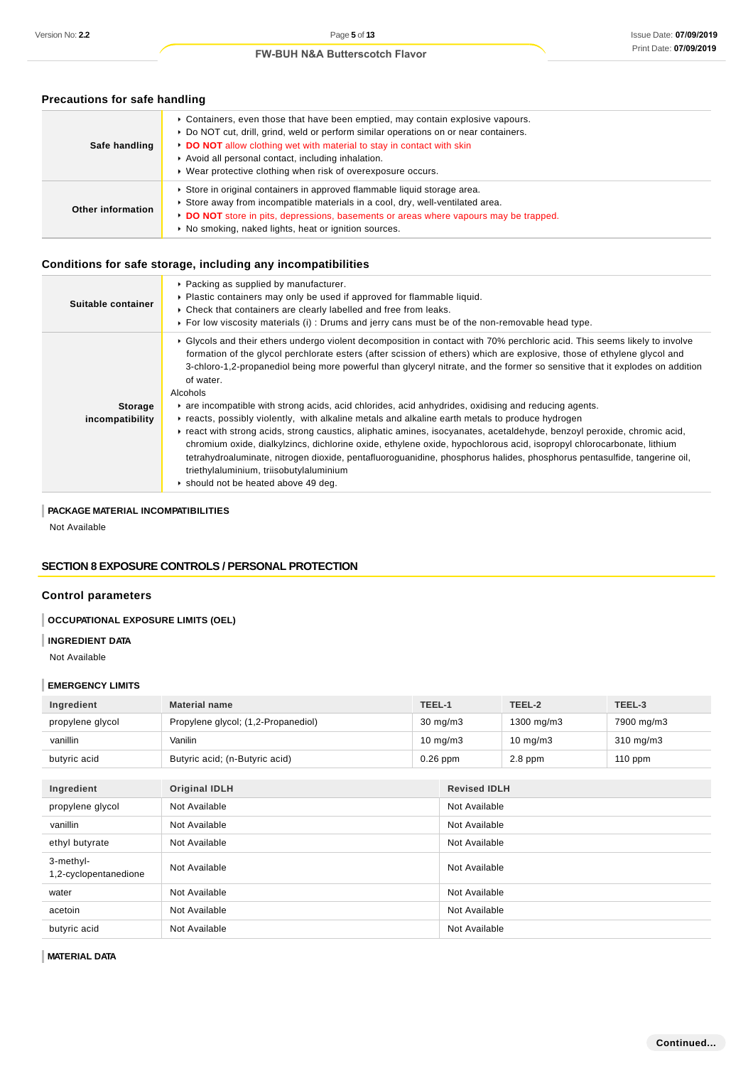### Precations for safe handling

| | |
|---|---|
| **Safe handling** | ‣ Containers, even those that have been emptied, may contain explosive vapours.<br>‣ Do NOT cut, drill, grind, weld or perform similar operations on or near containers.<br>‣ **DO NOT** allow clothing wet with material to stay in contact with skin<br>‣ Avoid all personal contact, including inhalation.<br>‣ Wear protective clothing when risk of overexposure occurs. |
| **Other information** | ‣ Store in original containers in approved flammable liquid storage area.<br>‣ Store away from incompatible materials in a cool, dry, well-ventilated area.<br>‣ **DO NOT** store in pits, depressions, basements or areas where vapours may be trapped.<br>‣ No smoking, naked lights, heat or ignition sources. |

### Conditions for safe storage, including any incompatibilities

| | |
|---|---|
| **Suitable container** | ‣ Packing as supplied by manufacturer.<br>‣ Plastic containers may only be used if approved for flammable liquid.<br>‣ Check that containers are clearly labelled and free from leaks.<br>‣ For low viscosity materials (i) : Drums and jerry cans must be of the non-removable head type. |
| **Storage incompatibility** | ‣ Glycols and their ethers undergo violent decomposition in contact with 70% perchloric acid. This seems likely to involve formation of the glycol perchlorate esters (after scission of ethers) which are explosive, those of ethylene glycol and 3-chloro-1,2-propanediol being more powerful than glyceryl nitrate, and the former so sensitive that it explodes on addition of water.<br>Alcohols<br>‣ are incompatible with strong acids, acid chlorides, acid anhydrides, oxidising and reducing agents.<br>‣ reacts, possibly violently, with alkaline metals and alkaline earth metals to produce hydrogen<br>‣ react with strong acids, strong caustics, aliphatic amines, isocyanates, acetaldehyde, benzoyl peroxide, chromic acid, chromium oxide, dialkylzincs, dichlorine oxide, ethylene oxide, hypochlorous acid, isopropyl chlorocarbonate, lithium tetrahydroaluminate, nitrogen dioxide, pentafluoroguanidine, phosphorus halides, phosphorus pentasulfide, tangerine oil, triethylaluminium, triisobutylaluminium<br>‣ should not be heated above 49 deg. |

#### PACKAGE MATERIAL INCOMPATIBILITIES

Not Available

## SECTION 8 EXPOSURE CONTROLS / PERSONAL PROTECTION

### Control parameters

#### OCCUPATIONAL EXPOSURE LIMITS (OEL)

#### INGREDIENT DATA

Not Available

#### EMERGENCY LIMITS

| Ingredient | Material name | TEEL-1 | TEEL-2 | TEEL-3 |
|---|---|---|---|---|
| propylene glycol | Propylene glycol; (1,2-Propanediol) | 30 mg/m3 | 1300 mg/m3 | 7900 mg/m3 |
| vanillin | Vanilin | 10 mg/m3 | 10 mg/m3 | 310 mg/m3 |
| butyric acid | Butyric acid; (n-Butyric acid) | 0.26 ppm | 2.8 ppm | 110 ppm |

| Ingredient | Original IDLH | Revised IDLH |
|---|---|---|
| propylene glycol | Not Available | Not Available |
| vanillin | Not Available | Not Available |
| ethyl butyrate | Not Available | Not Available |
| 3-methyl-1,2-cyclopentanedione | Not Available | Not Available |
| water | Not Available | Not Available |
| acetoin | Not Available | Not Available |
| butyric acid | Not Available | Not Available |

#### MATERIAL DATA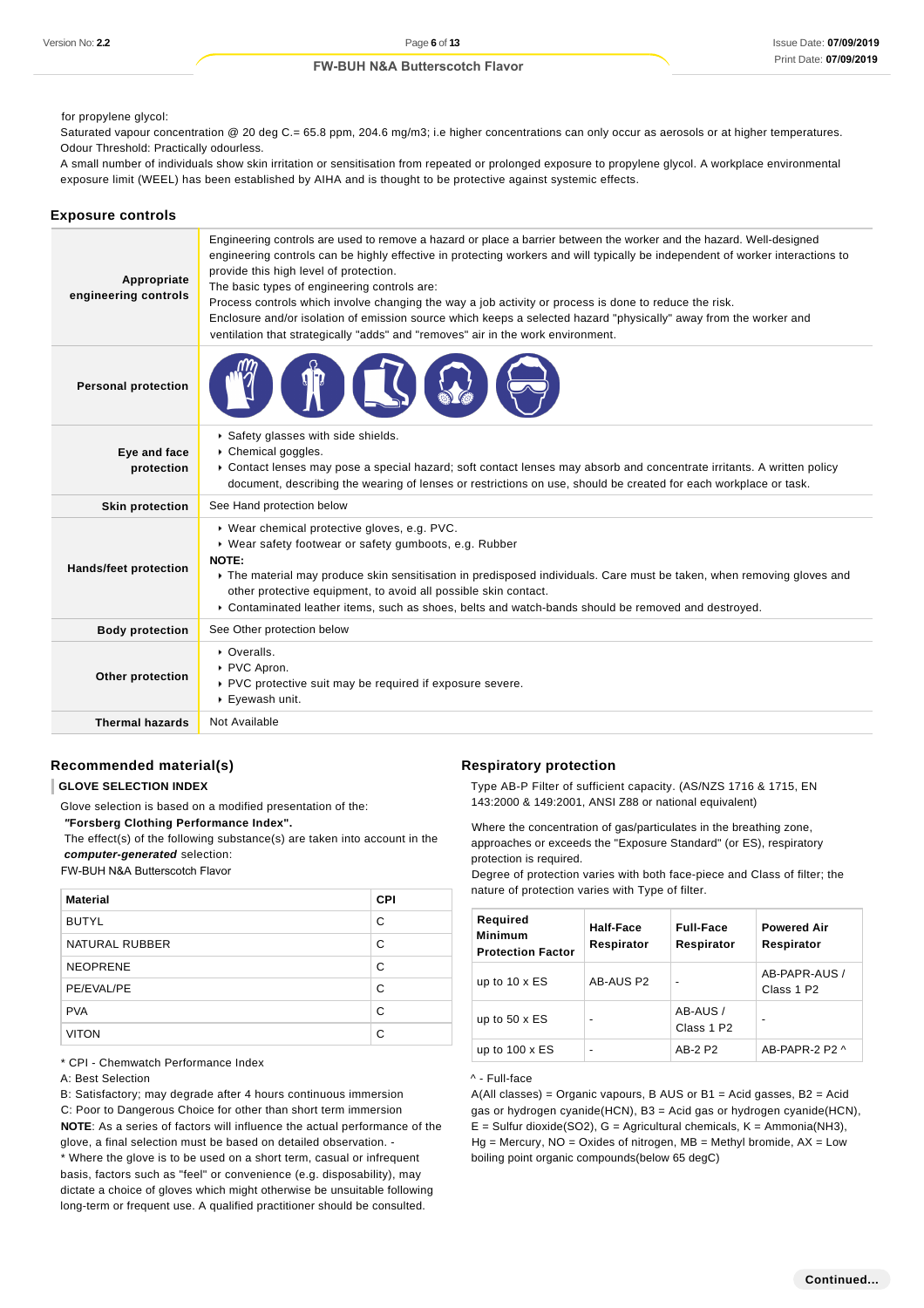for propylene glycol:
Saturated vapour concentration @ 20 deg C.= 65.8 ppm, 204.6 mg/m3; i.e higher concentrations can only occur as aerosols or at higher temperatures.
Odour Threshold: Practically odourless.
A small number of individuals show skin irritation or sensitisation from repeated or prolonged exposure to propylene glycol. A workplace environmental exposure limit (WEEL) has been established by AIHA and is thought to be protective against systemic effects.

## Exposure controls

| | |
|---|---|
| **Appropriate engineering controls** | Engineering controls are used to remove a hazard or place a barrier between the worker and the hazard. Well-designed engineering controls can be highly effective in protecting workers and will typically be independent of worker interactions to provide this high level of protection.<br>The basic types of engineering controls are:<br>Process controls which involve changing the way a job activity or process is done to reduce the risk.<br>Enclosure and/or isolation of emission source which keeps a selected hazard "physically" away from the worker and ventilation that strategically "adds" and "removes" air in the work environment. |
| **Personal protection** | |
| **Eye and face protection** | ▸ Safety glasses with side shields.<br>▸ Chemical goggles.<br>▸ Contact lenses may pose a special hazard; soft contact lenses may absorb and concentrate irritants. A written policy document, describing the wearing of lenses or restrictions on use, should be created for each workplace or task. |
| **Skin protection** | See Hand protection below |
| **Hands/feet protection** | ▸ Wear chemical protective gloves, e.g. PVC.<br>▸ Wear safety footwear or safety gumboots, e.g. Rubber<br>**NOTE:**<br>▸ The material may produce skin sensitisation in predisposed individuals. Care must be taken, when removing gloves and other protective equipment, to avoid all possible skin contact.<br>▸ Contaminated leather items, such as shoes, belts and watch-bands should be removed and destroyed. |
| **Body protection** | See Other protection below |
| **Other protection** | ▸ Overalls.<br>▸ PVC Apron.<br>▸ PVC protective suit may be required if exposure severe.<br>▸ Eyewash unit. |
| **Thermal hazards** | Not Available |

### Recommended material(s)

**GLOVE SELECTION INDEX**

Glove selection is based on a modified presentation of the:
***"Forsberg Clothing Performance Index".***
The effect(s) of the following substance(s) are taken into account in the ***computer-generated*** selection:
FW-BUH N&A Butterscotch Flavor

| Material | CPI |
|---|---|
| BUTYL | C |
| NATURAL RUBBER | C |
| NEOPRENE | C |
| PE/EVAL/PE | C |
| PVA | C |
| VITON | C |

* CPI - Chemwatch Performance Index
A: Best Selection
B: Satisfactory; may degrade after 4 hours continuous immersion
C: Poor to Dangerous Choice for other than short term immersion
**NOTE**: As a series of factors will influence the actual performance of the glove, a final selection must be based on detailed observation. -
* Where the glove is to be used on a short term, casual or infrequent basis, factors such as "feel" or convenience (e.g. disposability), may dictate a choice of gloves which might otherwise be unsuitable following long-term or frequent use. A qualified practitioner should be consulted.

### Respiratory protection

Type AB-P Filter of sufficient capacity. (AS/NZS 1716 & 1715, EN 143:2000 & 149:2001, ANSI Z88 or national equivalent)

Where the concentration of gas/particulates in the breathing zone, approaches or exceeds the "Exposure Standard" (or ES), respiratory protection is required.
Degree of protection varies with both face-piece and Class of filter; the nature of protection varies with Type of filter.

| Required Minimum Protection Factor | Half-Face Respirator | Full-Face Respirator | Powered Air Respirator |
|---|---|---|---|
| up to 10 x ES | AB-AUS P2 | - | AB-PAPR-AUS / Class 1 P2 |
| up to 50 x ES | - | AB-AUS / Class 1 P2 | - |
| up to 100 x ES | - | AB-2 P2 | AB-PAPR-2 P2 ^ |

^ - Full-face
A(All classes) = Organic vapours, B AUS or B1 = Acid gasses, B2 = Acid gas or hydrogen cyanide(HCN), B3 = Acid gas or hydrogen cyanide(HCN), E = Sulfur dioxide(SO2), G = Agricultural chemicals, K = Ammonia(NH3), Hg = Mercury, NO = Oxides of nitrogen, MB = Methyl bromide, AX = Low boiling point organic compounds(below 65 degC)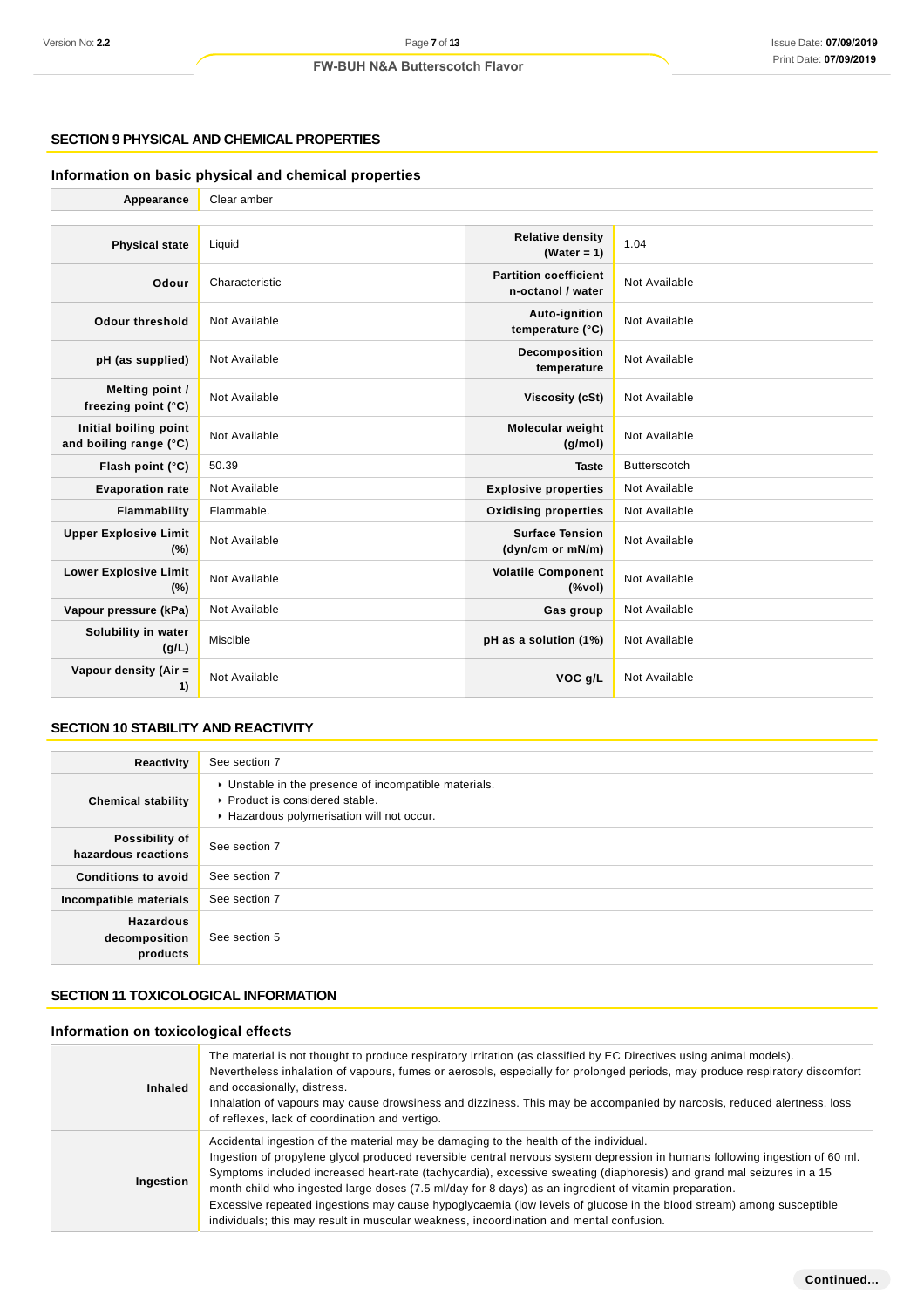## SECTION 9 PHYSICAL AND CHEMICAL PROPERTIES

### Information on basic physical and chemical properties

| | |
|---|---|
| **Appearance** | Clear amber |

| | | | |
|---|---|---|---|
| **Physical state** | Liquid | **Relative density (Water = 1)** | 1.04 |
| **Odour** | Characteristic | **Partition coefficient n-octanol / water** | Not Available |
| **Odour threshold** | Not Available | **Auto-ignition temperature (°C)** | Not Available |
| **pH (as supplied)** | Not Available | **Decomposition temperature** | Not Available |
| **Melting point / freezing point (°C)** | Not Available | **Viscosity (cSt)** | Not Available |
| **Initial boiling point and boiling range (°C)** | Not Available | **Molecular weight (g/mol)** | Not Available |
| **Flash point (°C)** | 50.39 | **Taste** | Butterscotch |
| **Evaporation rate** | Not Available | **Explosive properties** | Not Available |
| **Flammability** | Flammable. | **Oxidising properties** | Not Available |
| **Upper Explosive Limit (%)** | Not Available | **Surface Tension (dyn/cm or mN/m)** | Not Available |
| **Lower Explosive Limit (%)** | Not Available | **Volatile Component (%vol)** | Not Available |
| **Vapour pressure (kPa)** | Not Available | **Gas group** | Not Available |
| **Solubility in water (g/L)** | Miscible | **pH as a solution (1%)** | Not Available |
| **Vapour density (Air = 1)** | Not Available | **VOC g/L** | Not Available |

## SECTION 10 STABILITY AND REACTIVITY

| | |
|---|---|
| **Reactivity** | See section 7 |
| **Chemical stability** | ▸ Unstable in the presence of incompatible materials.<br>▸ Product is considered stable.<br>▸ Hazardous polymerisation will not occur. |
| **Possibility of hazardous reactions** | See section 7 |
| **Conditions to avoid** | See section 7 |
| **Incompatible materials** | See section 7 |
| **Hazardous decomposition products** | See section 5 |

## SECTION 11 TOXICOLOGICAL INFORMATION

### Information on toxicological effects

| | |
|---|---|
| **Inhaled** | The material is not thought to produce respiratory irritation (as classified by EC Directives using animal models). Nevertheless inhalation of vapours, fumes or aerosols, especially for prolonged periods, may produce respiratory discomfort and occasionally, distress.<br>Inhalation of vapours may cause drowsiness and dizziness. This may be accompanied by narcosis, reduced alertness, loss of reflexes, lack of coordination and vertigo. |
| **Ingestion** | Accidental ingestion of the material may be damaging to the health of the individual.<br>Ingestion of propylene glycol produced reversible central nervous system depression in humans following ingestion of 60 ml. Symptoms included increased heart-rate (tachycardia), excessive sweating (diaphoresis) and grand mal seizures in a 15 month child who ingested large doses (7.5 ml/day for 8 days) as an ingredient of vitamin preparation.<br>Excessive repeated ingestions may cause hypoglycaemia (low levels of glucose in the blood stream) among susceptible individuals; this may result in muscular weakness, incoordination and mental confusion. |

**Continued...**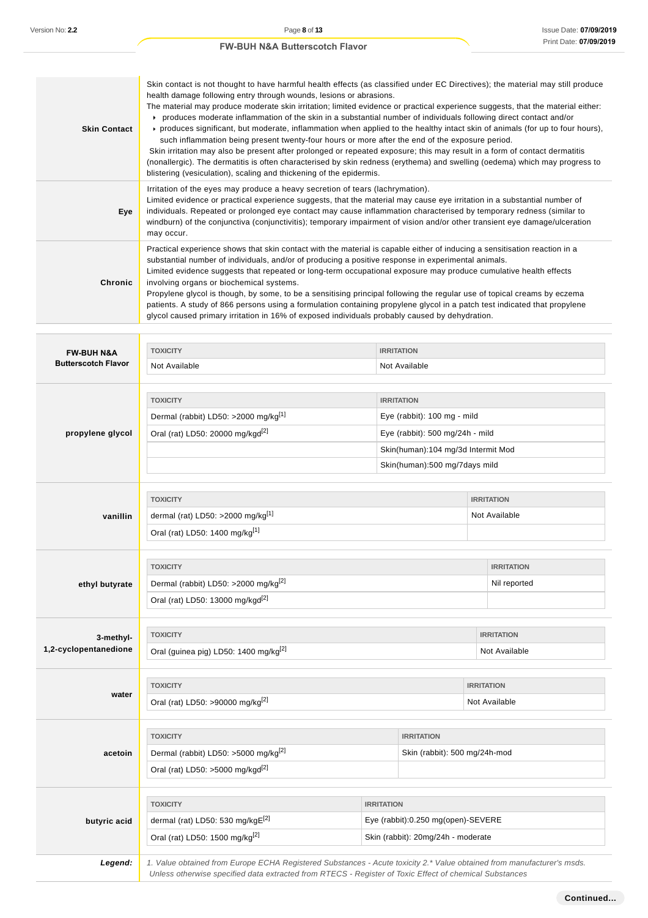| | |
|---|---|
| **Skin Contact** | Skin contact is not thought to have harmful health effects (as classified under EC Directives); the material may still produce health damage following entry through wounds, lesions or abrasions. The material may produce moderate skin irritation; limited evidence or practical experience suggests, that the material either: ▸ produces moderate inflammation of the skin in a substantial number of individuals following direct contact and/or ▸ produces significant, but moderate, inflammation when applied to the healthy intact skin of animals (for up to four hours), such inflammation being present twenty-four hours or more after the end of the exposure period. Skin irritation may also be present after prolonged or repeated exposure; this may result in a form of contact dermatitis (nonallergic). The dermatitis is often characterised by skin redness (erythema) and swelling (oedema) which may progress to blistering (vesiculation), scaling and thickening of the epidermis. |
| **Eye** | Irritation of the eyes may produce a heavy secretion of tears (lachrymation). Limited evidence or practical experience suggests, that the material may cause eye irritation in a substantial number of individuals. Repeated or prolonged eye contact may cause inflammation characterised by temporary redness (similar to windburn) of the conjunctiva (conjunctivitis); temporary impairment of vision and/or other transient eye damage/ulceration may occur. |
| **Chronic** | Practical experience shows that skin contact with the material is capable either of inducing a sensitisation reaction in a substantial number of individuals, and/or of producing a positive response in experimental animals. Limited evidence suggests that repeated or long-term occupational exposure may produce cumulative health effects involving organs or biochemical systems. Propylene glycol is though, by some, to be a sensitising principal following the regular use of topical creams by eczema patients. A study of 866 persons using a formulation containing propylene glycol in a patch test indicated that propylene glycol caused primary irritation in 16% of exposed individuals probably caused by dehydration. |

**FW-BUH N&A Butterscotch Flavor**

| TOXICITY | IRRITATION |
|---|---|
| Not Available | Not Available |

**propylene glycol**

| TOXICITY | IRRITATION |
|---|---|
| Dermal (rabbit) LD50: >2000 mg/kg[1] | Eye (rabbit): 100 mg - mild |
| Oral (rat) LD50: 20000 mg/kgd[2] | Eye (rabbit): 500 mg/24h - mild |
| | Skin(human):104 mg/3d Intermit Mod |
| | Skin(human):500 mg/7days mild |

**vanillin**

| TOXICITY | IRRITATION |
|---|---|
| dermal (rat) LD50: >2000 mg/kg[1] | Not Available |
| Oral (rat) LD50: 1400 mg/kg[1] | |

**ethyl butyrate**

| TOXICITY | IRRITATION |
|---|---|
| Dermal (rabbit) LD50: >2000 mg/kg[2] | Nil reported |
| Oral (rat) LD50: 13000 mg/kgd[2] | |

**3-methyl-1,2-cyclopentanedione**

| TOXICITY | IRRITATION |
|---|---|
| Oral (guinea pig) LD50: 1400 mg/kg[2] | Not Available |

**water**

| TOXICITY | IRRITATION |
|---|---|
| Oral (rat) LD50: >90000 mg/kg[2] | Not Available |

**acetoin**

| TOXICITY | IRRITATION |
|---|---|
| Dermal (rabbit) LD50: >5000 mg/kg[2] | Skin (rabbit): 500 mg/24h-mod |
| Oral (rat) LD50: >5000 mg/kgd[2] | |

**butyric acid**

| TOXICITY | IRRITATION |
|---|---|
| dermal (rat) LD50: 530 mg/kgE[2] | Eye (rabbit):0.250 mg(open)-SEVERE |
| Oral (rat) LD50: 1500 mg/kg[2] | Skin (rabbit): 20mg/24h - moderate |

***Legend:*** *1. Value obtained from Europe ECHA Registered Substances - Acute toxicity 2.\* Value obtained from manufacturer's msds. Unless otherwise specified data extracted from RTECS - Register of Toxic Effect of chemical Substances*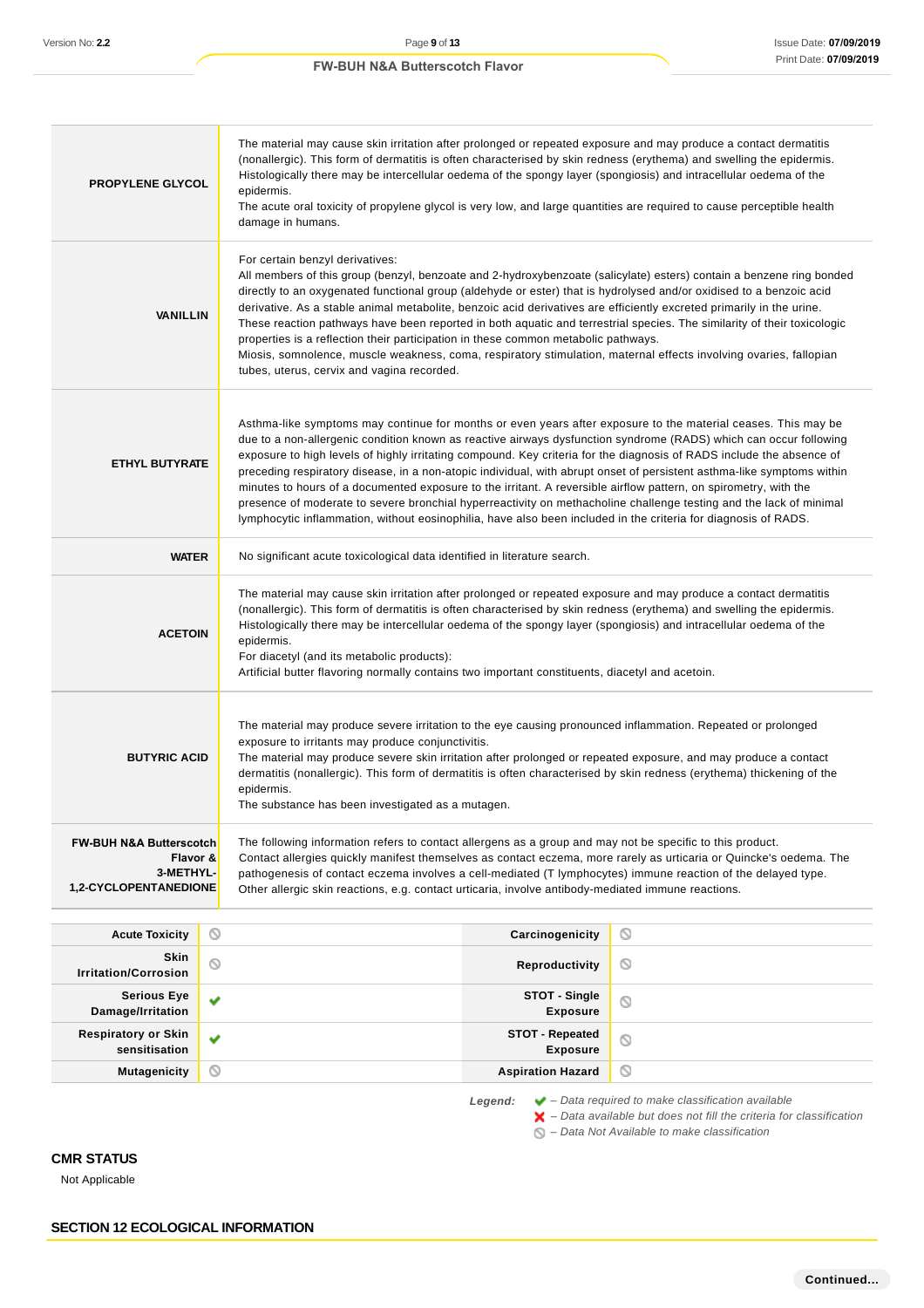| | |
|---|---|
| **PROPYLENE GLYCOL** | The material may cause skin irritation after prolonged or repeated exposure and may produce a contact dermatitis (nonallergic). This form of dermatitis is often characterised by skin redness (erythema) and swelling the epidermis. Histologically there may be intercellular oedema of the spongy layer (spongiosis) and intracellular oedema of the epidermis.<br>The acute oral toxicity of propylene glycol is very low, and large quantities are required to cause perceptible health damage in humans. |
| **VANILLIN** | For certain benzyl derivatives:<br>All members of this group (benzyl, benzoate and 2-hydroxybenzoate (salicylate) esters) contain a benzene ring bonded directly to an oxygenated functional group (aldehyde or ester) that is hydrolysed and/or oxidised to a benzoic acid derivative. As a stable animal metabolite, benzoic acid derivatives are efficiently excreted primarily in the urine. These reaction pathways have been reported in both aquatic and terrestrial species. The similarity of their toxicologic properties is a reflection their participation in these common metabolic pathways.<br>Miosis, somnolence, muscle weakness, coma, respiratory stimulation, maternal effects involving ovaries, fallopian tubes, uterus, cervix and vagina recorded. |
| **ETHYL BUTYRATE** | Asthma-like symptoms may continue for months or even years after exposure to the material ceases. This may be due to a non-allergenic condition known as reactive airways dysfunction syndrome (RADS) which can occur following exposure to high levels of highly irritating compound. Key criteria for the diagnosis of RADS include the absence of preceding respiratory disease, in a non-atopic individual, with abrupt onset of persistent asthma-like symptoms within minutes to hours of a documented exposure to the irritant. A reversible airflow pattern, on spirometry, with the presence of moderate to severe bronchial hyperreactivity on methacholine challenge testing and the lack of minimal lymphocytic inflammation, without eosinophilia, have also been included in the criteria for diagnosis of RADS. |
| **WATER** | No significant acute toxicological data identified in literature search. |
| **ACETOIN** | The material may cause skin irritation after prolonged or repeated exposure and may produce a contact dermatitis (nonallergic). This form of dermatitis is often characterised by skin redness (erythema) and swelling the epidermis. Histologically there may be intercellular oedema of the spongy layer (spongiosis) and intracellular oedema of the epidermis.<br>For diacetyl (and its metabolic products):<br>Artificial butter flavoring normally contains two important constituents, diacetyl and acetoin. |
| **BUTYRIC ACID** | The material may produce severe irritation to the eye causing pronounced inflammation. Repeated or prolonged exposure to irritants may produce conjunctivitis.<br>The material may produce severe skin irritation after prolonged or repeated exposure, and may produce a contact dermatitis (nonallergic). This form of dermatitis is often characterised by skin redness (erythema) thickening of the epidermis.<br>The substance has been investigated as a mutagen. |
| **FW-BUH N&A Butterscotch Flavor & 3-METHYL-1,2-CYCLOPENTANEDIONE** | The following information refers to contact allergens as a group and may not be specific to this product.<br>Contact allergies quickly manifest themselves as contact eczema, more rarely as urticaria or Quincke's oedema. The pathogenesis of contact eczema involves a cell-mediated (T lymphocytes) immune reaction of the delayed type. Other allergic skin reactions, e.g. contact urticaria, involve antibody-mediated immune reactions. |

| | | | |
|---|---|---|---|
| **Acute Toxicity** | ⃠ | **Carcinogenicity** | ⃠ |
| **Skin Irritation/Corrosion** | ⃠ | **Reproductivity** | ⃠ |
| **Serious Eye Damage/Irritation** | ✔ | **STOT - Single Exposure** | ⃠ |
| **Respiratory or Skin sensitisation** | ✔ | **STOT - Repeated Exposure** | ⃠ |
| **Mutagenicity** | ⃠ | **Aspiration Hazard** | ⃠ |

*Legend:*
- ✔ *– Data required to make classification available*
- ✘ *– Data available but does not fill the criteria for classification*
- ⃠ *– Data Not Available to make classification*

## CMR STATUS

Not Applicable

## SECTION 12 ECOLOGICAL INFORMATION

**Continued...**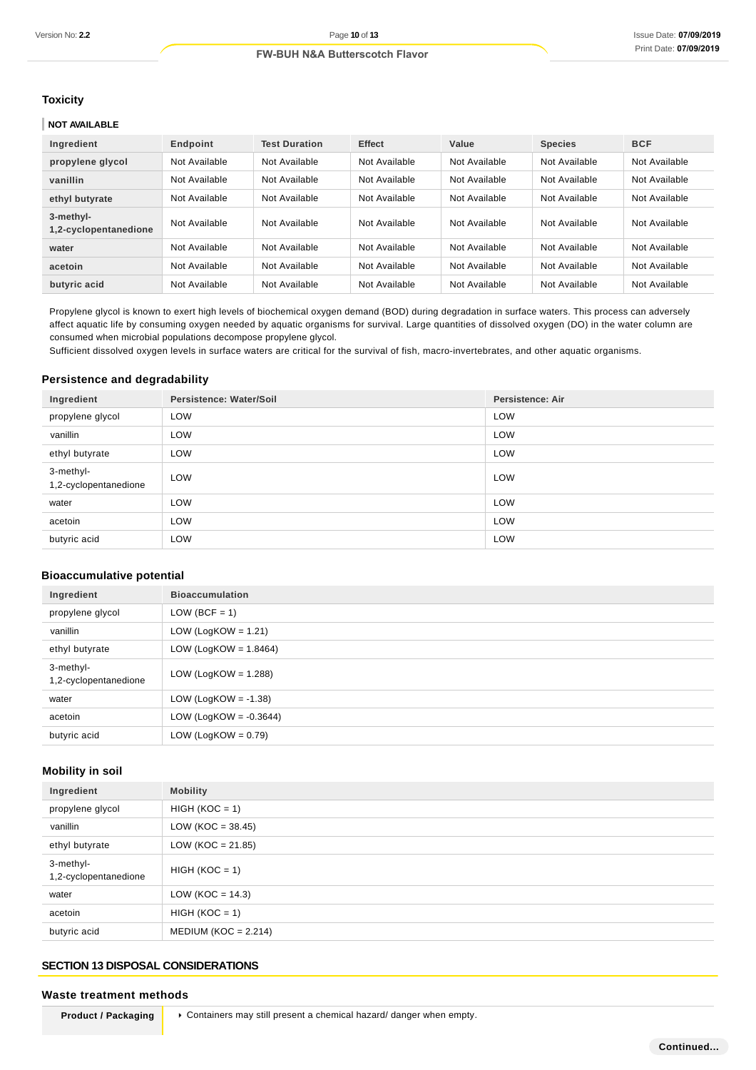## Toxicity

**NOT AVAILABLE**

| Ingredient | Endpoint | Test Duration | Effect | Value | Species | BCF |
|---|---|---|---|---|---|---|
| **propylene glycol** | Not Available | Not Available | Not Available | Not Available | Not Available | Not Available |
| **vanillin** | Not Available | Not Available | Not Available | Not Available | Not Available | Not Available |
| **ethyl butyrate** | Not Available | Not Available | Not Available | Not Available | Not Available | Not Available |
| **3-methyl-1,2-cyclopentanedione** | Not Available | Not Available | Not Available | Not Available | Not Available | Not Available |
| **water** | Not Available | Not Available | Not Available | Not Available | Not Available | Not Available |
| **acetoin** | Not Available | Not Available | Not Available | Not Available | Not Available | Not Available |
| **butyric acid** | Not Available | Not Available | Not Available | Not Available | Not Available | Not Available |

Propylene glycol is known to exert high levels of biochemical oxygen demand (BOD) during degradation in surface waters. This process can adversely affect aquatic life by consuming oxygen needed by aquatic organisms for survival. Large quantities of dissolved oxygen (DO) in the water column are consumed when microbial populations decompose propylene glycol.
Sufficient dissolved oxygen levels in surface waters are critical for the survival of fish, macro-invertebrates, and other aquatic organisms.

## Persistence and degradability

| Ingredient | Persistence: Water/Soil | Persistence: Air |
|---|---|---|
| propylene glycol | LOW | LOW |
| vanillin | LOW | LOW |
| ethyl butyrate | LOW | LOW |
| 3-methyl-1,2-cyclopentanedione | LOW | LOW |
| water | LOW | LOW |
| acetoin | LOW | LOW |
| butyric acid | LOW | LOW |

## Bioaccumulative potential

| Ingredient | Bioaccumulation |
|---|---|
| propylene glycol | LOW (BCF = 1) |
| vanillin | LOW (LogKOW = 1.21) |
| ethyl butyrate | LOW (LogKOW = 1.8464) |
| 3-methyl-1,2-cyclopentanedione | LOW (LogKOW = 1.288) |
| water | LOW (LogKOW = -1.38) |
| acetoin | LOW (LogKOW = -0.3644) |
| butyric acid | LOW (LogKOW = 0.79) |

## Mobility in soil

| Ingredient | Mobility |
|---|---|
| propylene glycol | HIGH (KOC = 1) |
| vanillin | LOW (KOC = 38.45) |
| ethyl butyrate | LOW (KOC = 21.85) |
| 3-methyl-1,2-cyclopentanedione | HIGH (KOC = 1) |
| water | LOW (KOC = 14.3) |
| acetoin | HIGH (KOC = 1) |
| butyric acid | MEDIUM (KOC = 2.214) |

# SECTION 13 DISPOSAL CONSIDERATIONS

## Waste treatment methods

| **Product / Packaging** | Containers may still present a chemical hazard/ danger when empty. |
|---|---|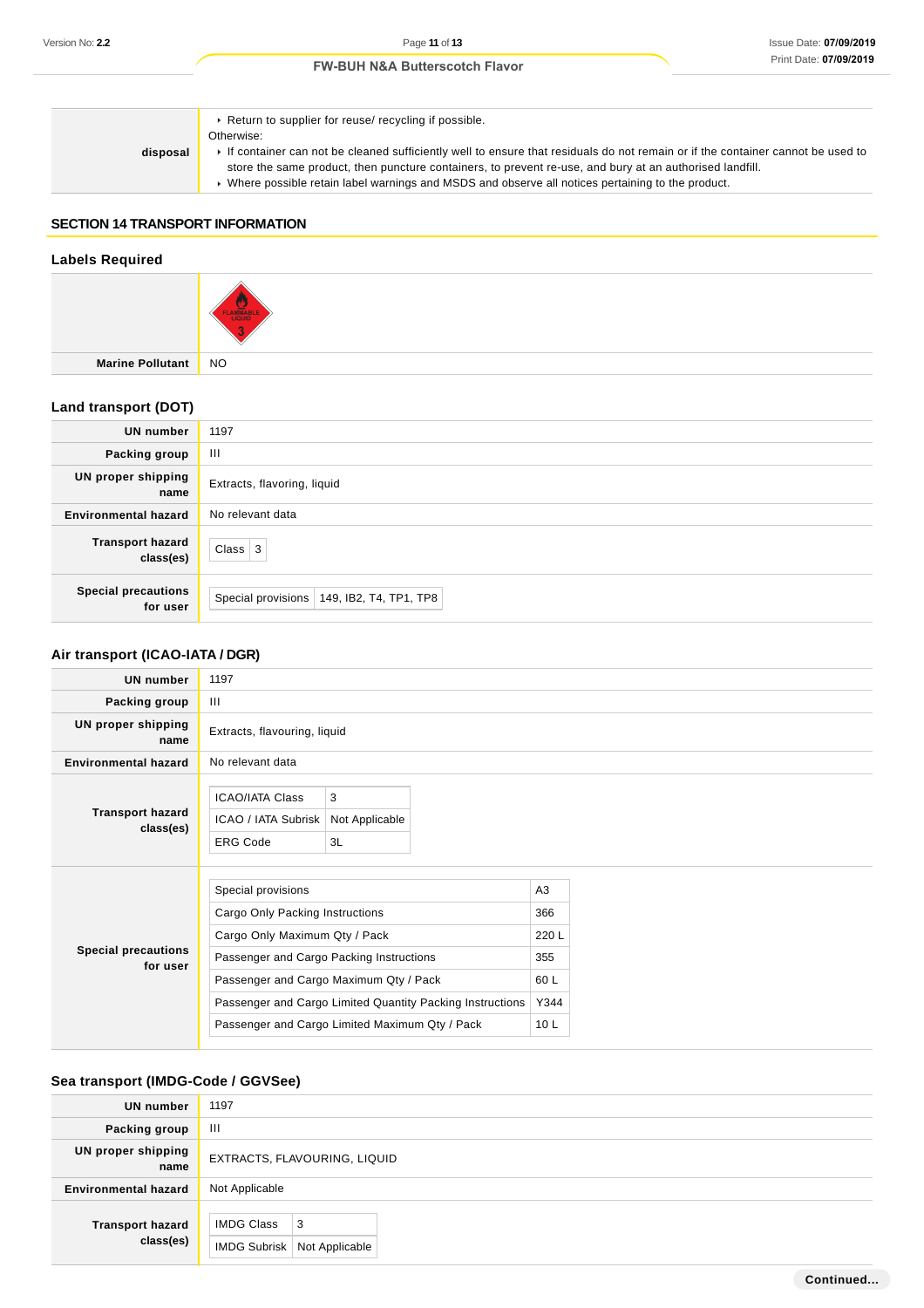| | |
|---|---|
| disposal | ▸ Return to supplier for reuse/ recycling if possible.<br>Otherwise:<br>▸ If container can not be cleaned sufficiently well to ensure that residuals do not remain or if the container cannot be used to store the same product, then puncture containers, to prevent re-use, and bury at an authorised landfill.<br>▸ Where possible retain label warnings and MSDS and observe all notices pertaining to the product. |

## SECTION 14 TRANSPORT INFORMATION

### Labels Required

| | |
|---|---|
| | FLAMMABLE LIQUID 3 |
| Marine Pollutant | NO |

### Land transport (DOT)

| | |
|---|---|
| UN number | 1197 |
| Packing group | III |
| UN proper shipping name | Extracts, flavoring, liquid |
| Environmental hazard | No relevant data |
| Transport hazard class(es) | Class 3 |
| Special precautions for user | Special provisions 149, IB2, T4, TP1, TP8 |

### Air transport (ICAO-IATA / DGR)

| | |
|---|---|
| UN number | 1197 |
| Packing group | III |
| UN proper shipping name | Extracts, flavouring, liquid |
| Environmental hazard | No relevant data |

**Transport hazard class(es)**

| | |
|---|---|
| ICAO/IATA Class | 3 |
| ICAO / IATA Subrisk | Not Applicable |
| ERG Code | 3L |

**Special precautions for user**

| | |
|---|---|
| Special provisions | A3 |
| Cargo Only Packing Instructions | 366 |
| Cargo Only Maximum Qty / Pack | 220 L |
| Passenger and Cargo Packing Instructions | 355 |
| Passenger and Cargo Maximum Qty / Pack | 60 L |
| Passenger and Cargo Limited Quantity Packing Instructions | Y344 |
| Passenger and Cargo Limited Maximum Qty / Pack | 10 L |

### Sea transport (IMDG-Code / GGVSee)

| | |
|---|---|
| UN number | 1197 |
| Packing group | III |
| UN proper shipping name | EXTRACTS, FLAVOURING, LIQUID |
| Environmental hazard | Not Applicable |

**Transport hazard class(es)**

| | |
|---|---|
| IMDG Class | 3 |
| IMDG Subrisk | Not Applicable |

Continued...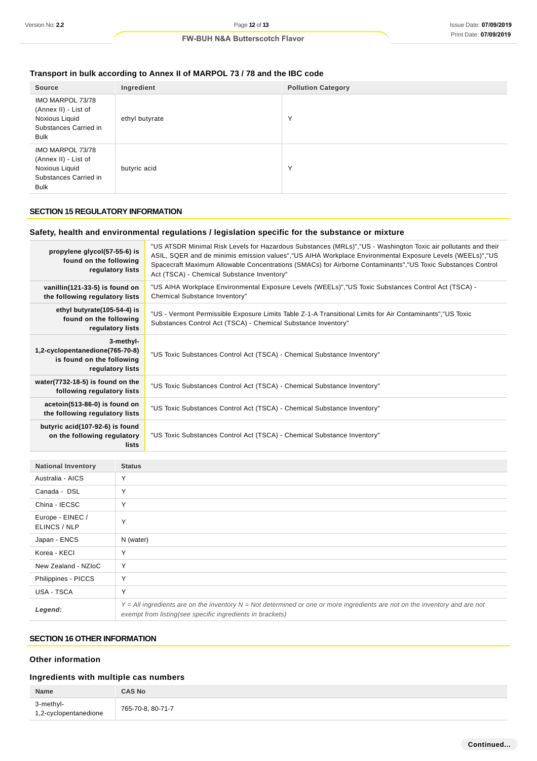### Transport in bulk according to Annex II of MARPOL 73 / 78 and the IBC code

| Source | Ingredient | Pollution Category |
|---|---|---|
| IMO MARPOL 73/78 (Annex II) - List of Noxious Liquid Substances Carried in Bulk | ethyl butyrate | Y |
| IMO MARPOL 73/78 (Annex II) - List of Noxious Liquid Substances Carried in Bulk | butyric acid | Y |

## SECTION 15 REGULATORY INFORMATION

### Safety, health and environmental regulations / legislation specific for the substance or mixture

| | |
|---|---|
| **propylene glycol(57-55-6) is found on the following regulatory lists** | "US ATSDR Minimal Risk Levels for Hazardous Substances (MRLs)","US - Washington Toxic air pollutants and their ASIL, SQER and de minimis emission values","US AIHA Workplace Environmental Exposure Levels (WEELs)","US Spacecraft Maximum Allowable Concentrations (SMACs) for Airborne Contaminants","US Toxic Substances Control Act (TSCA) - Chemical Substance Inventory" |
| **vanillin(121-33-5) is found on the following regulatory lists** | "US AIHA Workplace Environmental Exposure Levels (WEELs)","US Toxic Substances Control Act (TSCA) - Chemical Substance Inventory" |
| **ethyl butyrate(105-54-4) is found on the following regulatory lists** | "US - Vermont Permissible Exposure Limits Table Z-1-A Transitional Limits for Air Contaminants","US Toxic Substances Control Act (TSCA) - Chemical Substance Inventory" |
| **3-methyl-1,2-cyclopentanedione(765-70-8) is found on the following regulatory lists** | "US Toxic Substances Control Act (TSCA) - Chemical Substance Inventory" |
| **water(7732-18-5) is found on the following regulatory lists** | "US Toxic Substances Control Act (TSCA) - Chemical Substance Inventory" |
| **acetoin(513-86-0) is found on the following regulatory lists** | "US Toxic Substances Control Act (TSCA) - Chemical Substance Inventory" |
| **butyric acid(107-92-6) is found on the following regulatory lists** | "US Toxic Substances Control Act (TSCA) - Chemical Substance Inventory" |

| National Inventory | Status |
|---|---|
| Australia - AICS | Y |
| Canada - DSL | Y |
| China - IECSC | Y |
| Europe - EINEC / ELINCS / NLP | Y |
| Japan - ENCS | N (water) |
| Korea - KECI | Y |
| New Zealand - NZIoC | Y |
| Philippines - PICCS | Y |
| USA - TSCA | Y |
| ***Legend:*** | *Y = All ingredients are on the inventory N = Not determined or one or more ingredients are not on the inventory and are not exempt from listing(see specific ingredients in brackets)* |

## SECTION 16 OTHER INFORMATION

### Other information

### Ingredients with multiple cas numbers

| Name | CAS No |
|---|---|
| 3-methyl-1,2-cyclopentanedione | 765-70-8, 80-71-7 |

Continued...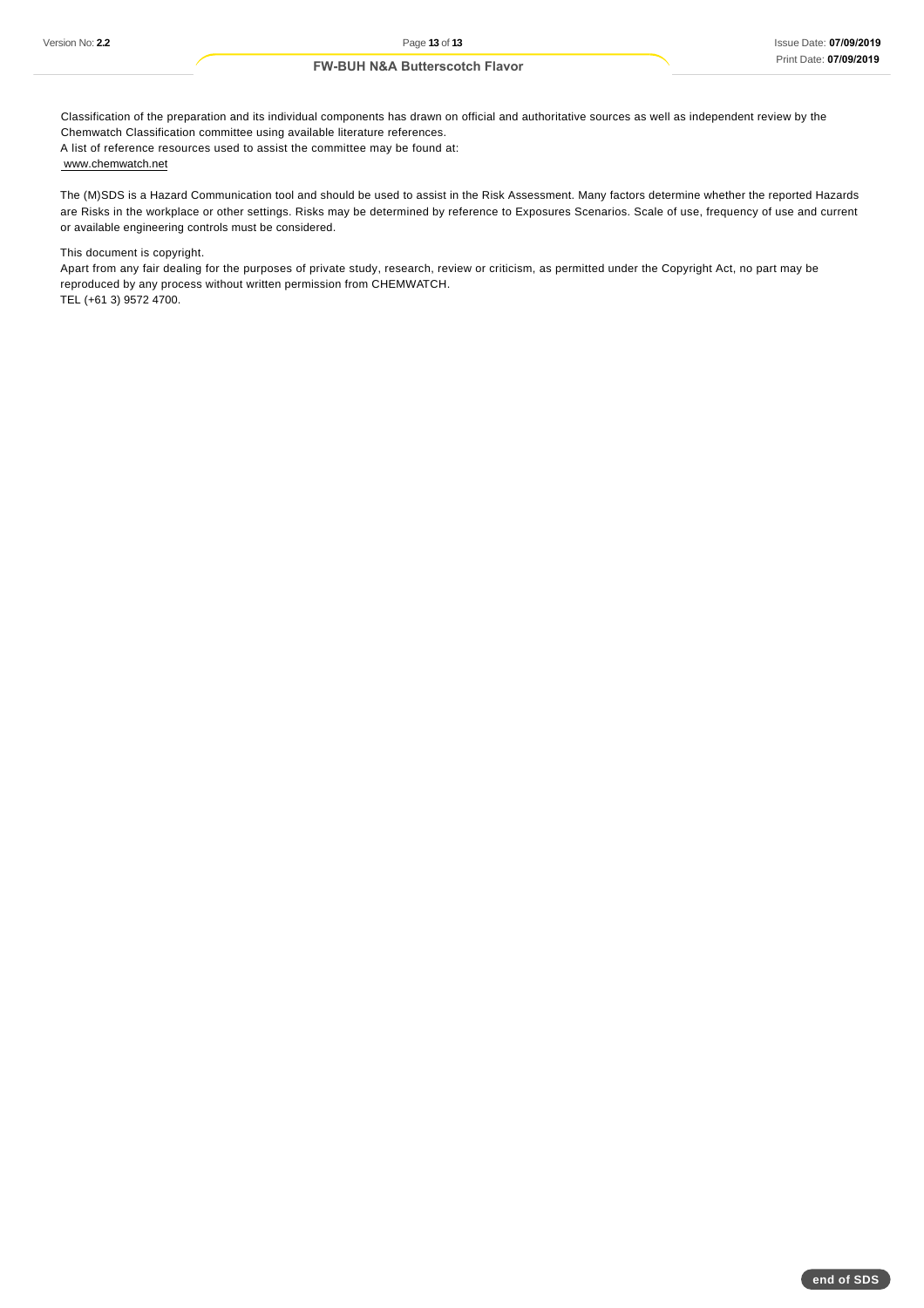Classification of the preparation and its individual components has drawn on official and authoritative sources as well as independent review by the Chemwatch Classification committee using available literature references.
A list of reference resources used to assist the committee may be found at:
www.chemwatch.net

The (M)SDS is a Hazard Communication tool and should be used to assist in the Risk Assessment. Many factors determine whether the reported Hazards are Risks in the workplace or other settings. Risks may be determined by reference to Exposures Scenarios. Scale of use, frequency of use and current or available engineering controls must be considered.

This document is copyright.
Apart from any fair dealing for the purposes of private study, research, review or criticism, as permitted under the Copyright Act, no part may be reproduced by any process without written permission from CHEMWATCH.
TEL (+61 3) 9572 4700.

**end of SDS**